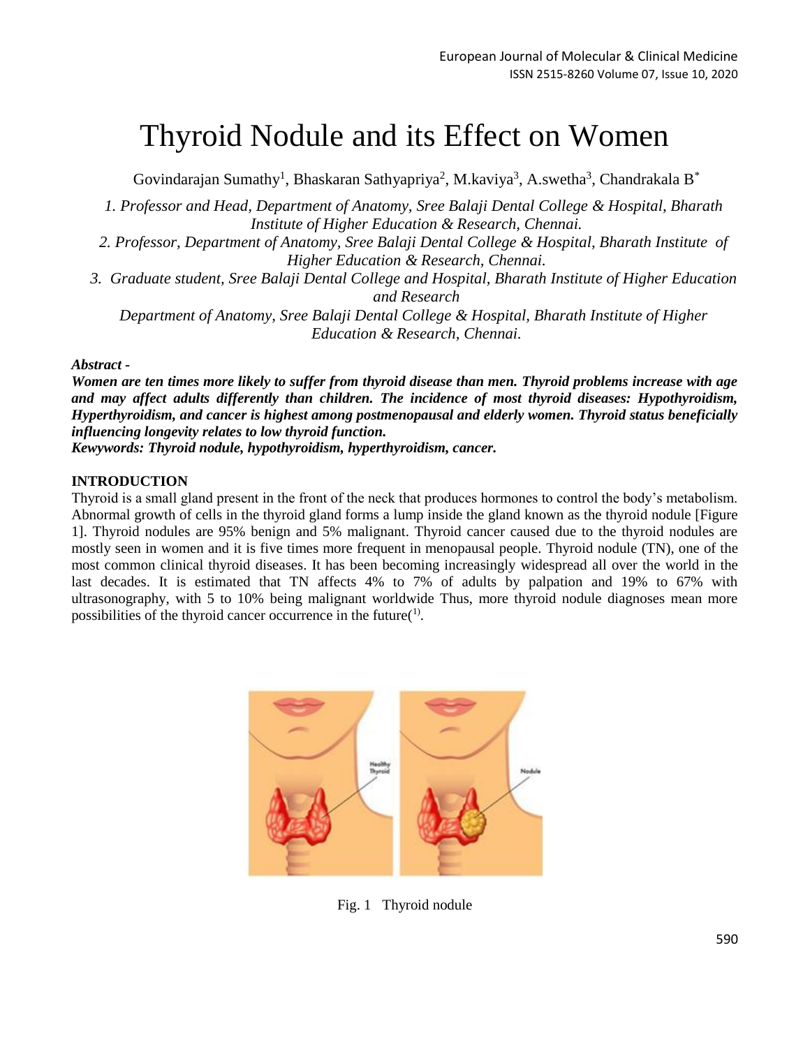# Thyroid Nodule and its Effect on Women

Govindarajan Sumathy[1], Bhaskaran Sathyapriya[2], M.kaviya[3], A.swetha[3], Chandrakala B[*]

*1. Professor and Head, Department of Anatomy, Sree Balaji Dental College & Hospital, Bharath Institute of Higher Education & Research, Chennai.*

*2. Professor, Department of Anatomy, Sree Balaji Dental College & Hospital, Bharath Institute of Higher Education & Research, Chennai.*

*3. Graduate student, Sree Balaji Dental College and Hospital, Bharath Institute of Higher Education and Research*

*Department of Anatomy, Sree Balaji Dental College & Hospital, Bharath Institute of Higher Education & Research, Chennai.*

***Abstract -***

***Women are ten times more likely to suffer from thyroid disease than men. Thyroid problems increase with age and may affect adults differently than children. The incidence of most thyroid diseases: Hypothyroidism, Hyperthyroidism, and cancer is highest among postmenopausal and elderly women. Thyroid status beneficially influencing longevity relates to low thyroid function.***

***Kewywords: Thyroid nodule, hypothyroidism, hyperthyroidism, cancer.***

## INTRODUCTION

Thyroid is a small gland present in the front of the neck that produces hormones to control the body's metabolism. Abnormal growth of cells in the thyroid gland forms a lump inside the gland known as the thyroid nodule [Figure 1]. Thyroid nodules are 95% benign and 5% malignant. Thyroid cancer caused due to the thyroid nodules are mostly seen in women and it is five times more frequent in menopausal people. Thyroid nodule (TN), one of the most common clinical thyroid diseases. It has been becoming increasingly widespread all over the world in the last decades. It is estimated that TN affects 4% to 7% of adults by palpation and 19% to 67% with ultrasonography, with 5 to 10% being malignant worldwide Thus, more thyroid nodule diagnoses mean more possibilities of the thyroid cancer occurrence in the future([1]).

Fig. 1 Thyroid nodule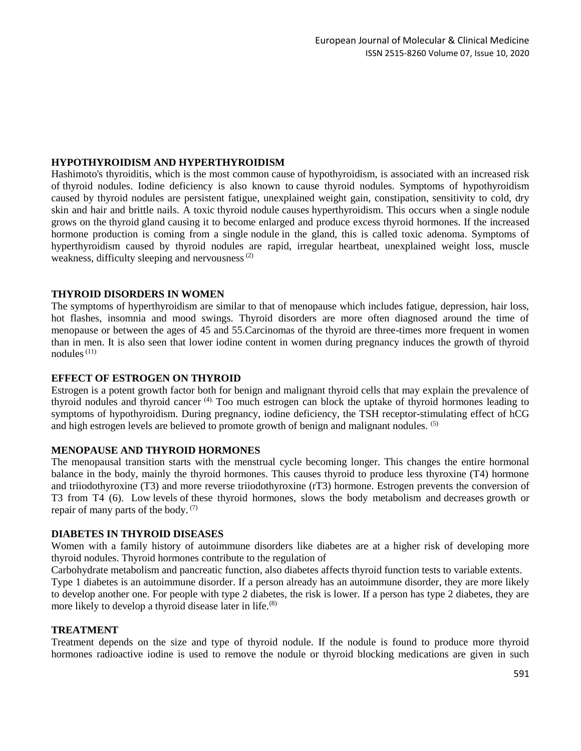## HYPOTHYROIDISM AND HYPERTHYROIDISM

Hashimoto's thyroiditis, which is the most common cause of hypothyroidism, is associated with an increased risk of thyroid nodules. Iodine deficiency is also known to cause thyroid nodules. Symptoms of hypothyroidism caused by thyroid nodules are persistent fatigue, unexplained weight gain, constipation, sensitivity to cold, dry skin and hair and brittle nails. A toxic thyroid nodule causes hyperthyroidism. This occurs when a single nodule grows on the thyroid gland causing it to become enlarged and produce excess thyroid hormones. If the increased hormone production is coming from a single nodule in the gland, this is called toxic adenoma. Symptoms of hyperthyroidism caused by thyroid nodules are rapid, irregular heartbeat, unexplained weight loss, muscle weakness, difficulty sleeping and nervousness [2]

## THYROID DISORDERS IN WOMEN

The symptoms of hyperthyroidism are similar to that of menopause which includes fatigue, depression, hair loss, hot flashes, insomnia and mood swings. Thyroid disorders are more often diagnosed around the time of menopause or between the ages of 45 and 55.Carcinomas of the thyroid are three-times more frequent in women than in men. It is also seen that lower iodine content in women during pregnancy induces the growth of thyroid nodules [11]

## EFFECT OF ESTROGEN ON THYROID

Estrogen is a potent growth factor both for benign and malignant thyroid cells that may explain the prevalence of thyroid nodules and thyroid cancer [4]. Too much estrogen can block the uptake of thyroid hormones leading to symptoms of hypothyroidism. During pregnancy, iodine deficiency, the TSH receptor-stimulating effect of hCG and high estrogen levels are believed to promote growth of benign and malignant nodules. [5]

## MENOPAUSE AND THYROID HORMONES

The menopausal transition starts with the menstrual cycle becoming longer. This changes the entire hormonal balance in the body, mainly the thyroid hormones. This causes thyroid to produce less thyroxine (T4) hormone and triiodothyroxine (T3) and more reverse triiodothyroxine (rT3) hormone. Estrogen prevents the conversion of T3 from T4 (6). Low levels of these thyroid hormones, slows the body metabolism and decreases growth or repair of many parts of the body. [7]

## DIABETES IN THYROID DISEASES

Women with a family history of autoimmune disorders like diabetes are at a higher risk of developing more thyroid nodules. Thyroid hormones contribute to the regulation of Carbohydrate metabolism and pancreatic function, also diabetes affects thyroid function tests to variable extents.

Type 1 diabetes is an autoimmune disorder. If a person already has an autoimmune disorder, they are more likely to develop another one. For people with type 2 diabetes, the risk is lower. If a person has type 2 diabetes, they are more likely to develop a thyroid disease later in life.[8]

## TREATMENT

Treatment depends on the size and type of thyroid nodule. If the nodule is found to produce more thyroid hormones radioactive iodine is used to remove the nodule or thyroid blocking medications are given in such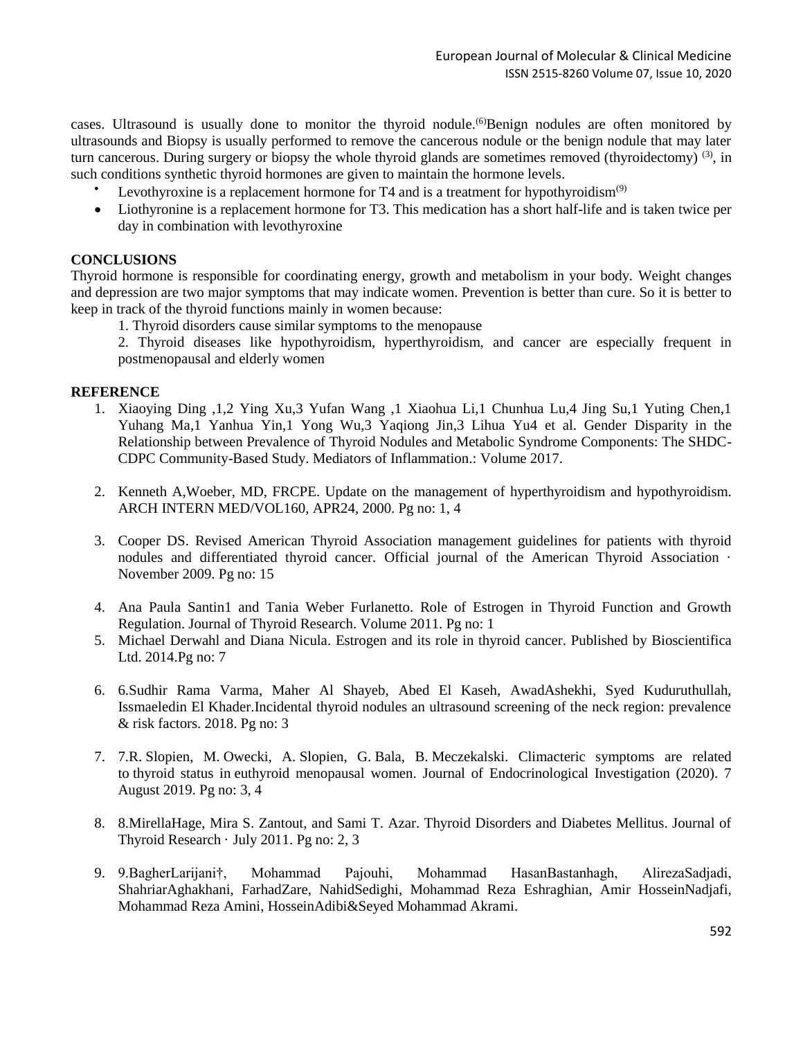cases. Ultrasound is usually done to monitor the thyroid nodule.[6]Benign nodules are often monitored by ultrasounds and Biopsy is usually performed to remove the cancerous nodule or the benign nodule that may later turn cancerous. During surgery or biopsy the whole thyroid glands are sometimes removed (thyroidectomy) [3], in such conditions synthetic thyroid hormones are given to maintain the hormone levels.

- Levothyroxine is a replacement hormone for T4 and is a treatment for hypothyroidism[9]
- Liothyronine is a replacement hormone for T3. This medication has a short half-life and is taken twice per day in combination with levothyroxine

## CONCLUSIONS

Thyroid hormone is responsible for coordinating energy, growth and metabolism in your body. Weight changes and depression are two major symptoms that may indicate women. Prevention is better than cure. So it is better to keep in track of the thyroid functions mainly in women because:

1. Thyroid disorders cause similar symptoms to the menopause
2. Thyroid diseases like hypothyroidism, hyperthyroidism, and cancer are especially frequent in postmenopausal and elderly women

## REFERENCE

1. Xiaoying Ding ,1,2 Ying Xu,3 Yufan Wang ,1 Xiaohua Li,1 Chunhua Lu,4 Jing Su,1 Yuting Chen,1 Yuhang Ma,1 Yanhua Yin,1 Yong Wu,3 Yaqiong Jin,3 Lihua Yu4 et al. Gender Disparity in the Relationship between Prevalence of Thyroid Nodules and Metabolic Syndrome Components: The SHDC-CDPC Community-Based Study. Mediators of Inflammation.: Volume 2017.

2. Kenneth A,Woeber, MD, FRCPE. Update on the management of hyperthyroidism and hypothyroidism. ARCH INTERN MED/VOL160, APR24, 2000. Pg no: 1, 4

3. Cooper DS. Revised American Thyroid Association management guidelines for patients with thyroid nodules and differentiated thyroid cancer. Official journal of the American Thyroid Association · November 2009. Pg no: 15

4. Ana Paula Santin1 and Tania Weber Furlanetto. Role of Estrogen in Thyroid Function and Growth Regulation. Journal of Thyroid Research. Volume 2011. Pg no: 1
5. Michael Derwahl and Diana Nicula. Estrogen and its role in thyroid cancer. Published by Bioscientifica Ltd. 2014.Pg no: 7

6. 6.Sudhir Rama Varma, Maher Al Shayeb, Abed El Kaseh, AwadAshekhi, Syed Kuduruthullah, Issmaeledin El Khader.Incidental thyroid nodules an ultrasound screening of the neck region: prevalence & risk factors. 2018. Pg no: 3

7. 7.R. Slopien, M. Owecki, A. Slopien, G. Bala, B. Meczekalski. Climacteric symptoms are related to thyroid status in euthyroid menopausal women. Journal of Endocrinological Investigation (2020). 7 August 2019. Pg no: 3, 4

8. 8.MirellaHage, Mira S. Zantout, and Sami T. Azar. Thyroid Disorders and Diabetes Mellitus. Journal of Thyroid Research · July 2011. Pg no: 2, 3

9. 9.BagherLarijani†, Mohammad Pajouhi, Mohammad HasanBastanhagh, AlirezaSadjadi, ShahriarAghakhani, FarhadZare, NahidSedighi, Mohammad Reza Eshraghian, Amir HosseinNadjafi, Mohammad Reza Amini, HosseinAdibi&Seyed Mohammad Akrami.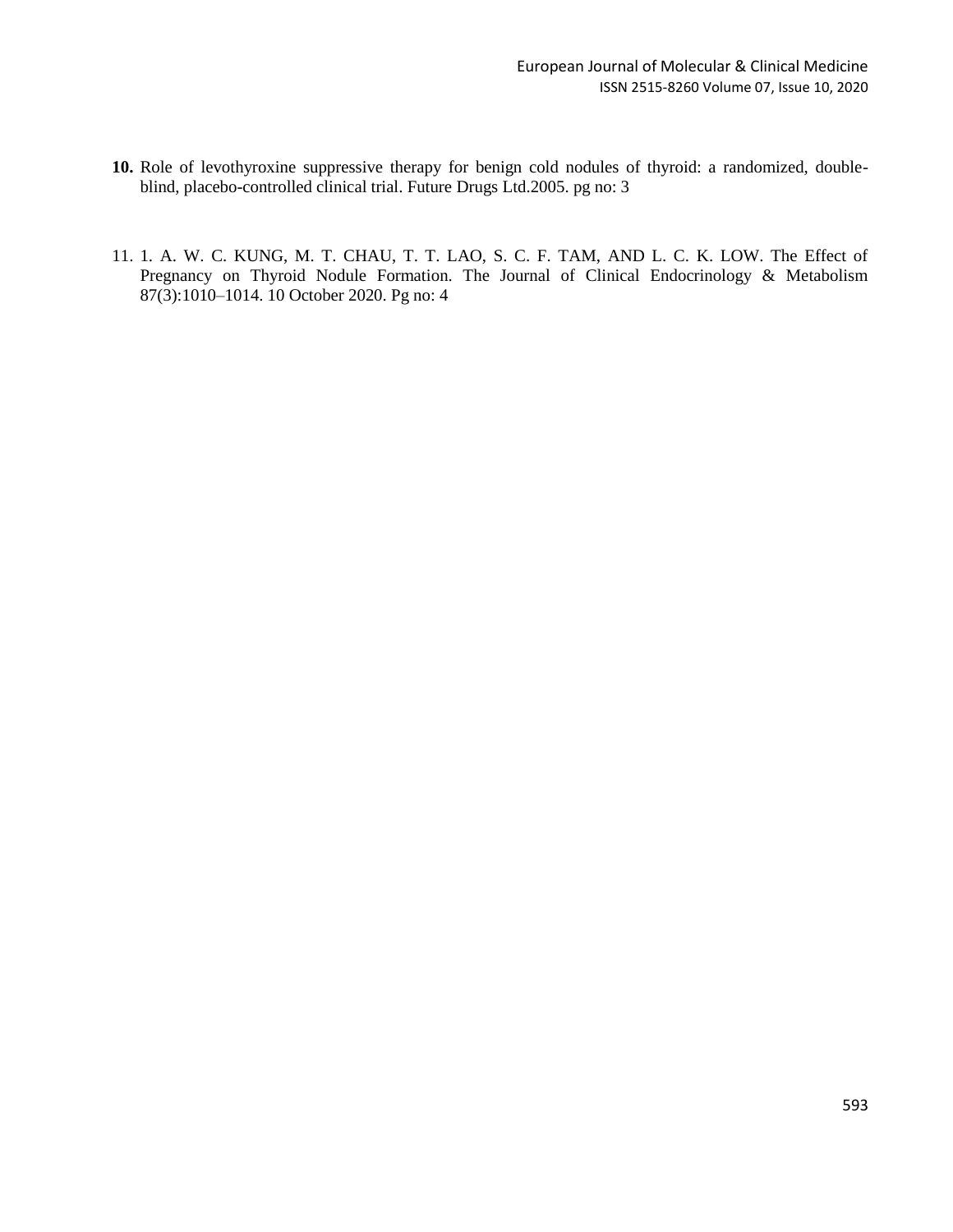**10.** Role of levothyroxine suppressive therapy for benign cold nodules of thyroid: a randomized, double-blind, placebo-controlled clinical trial. Future Drugs Ltd.2005. pg no: 3

11. 1. A. W. C. KUNG, M. T. CHAU, T. T. LAO, S. C. F. TAM, AND L. C. K. LOW. The Effect of Pregnancy on Thyroid Nodule Formation. The Journal of Clinical Endocrinology & Metabolism 87(3):1010–1014. 10 October 2020. Pg no: 4